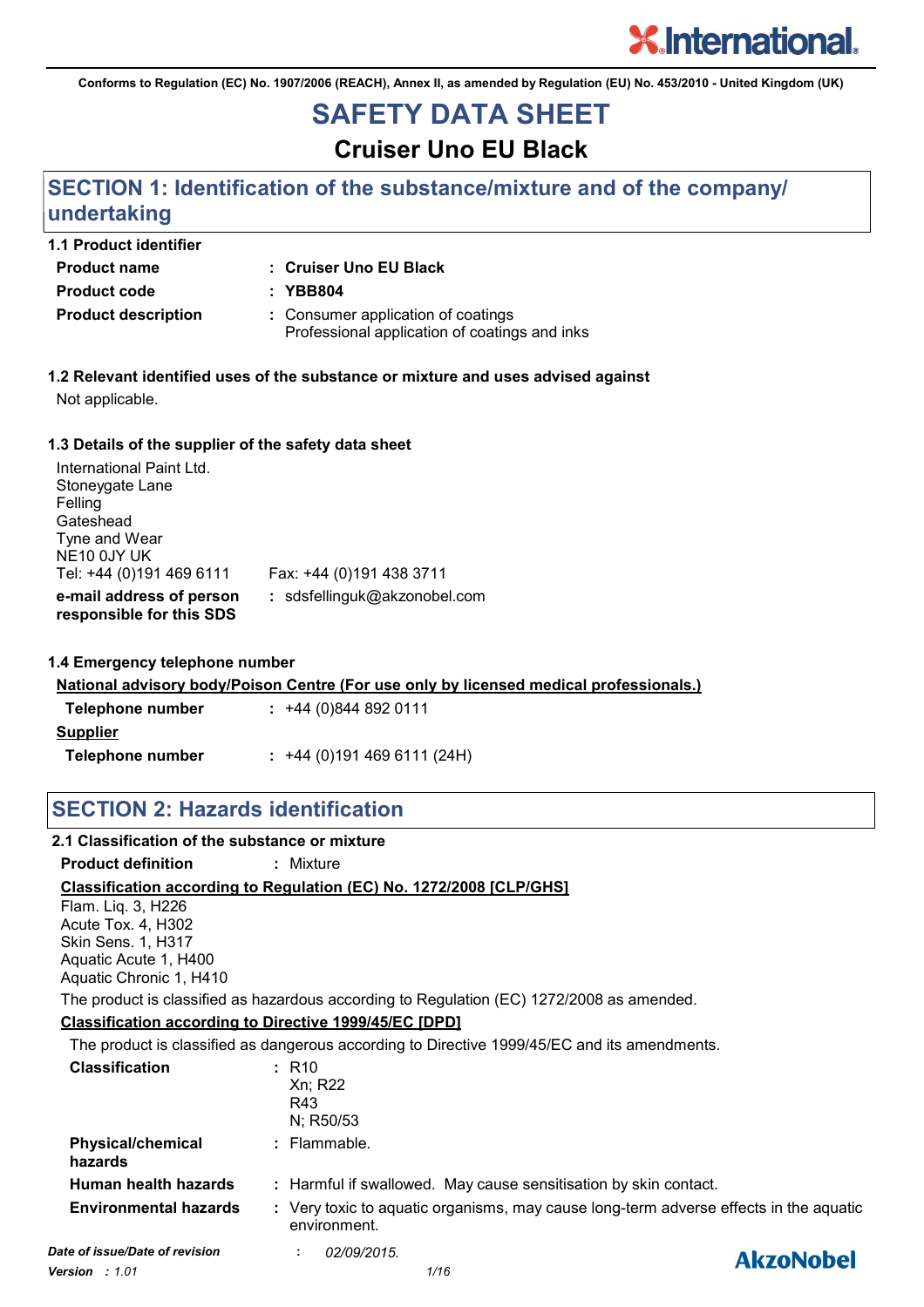Conforms to Regulation (EC) No. 1907/2006 (REACH), Annex II, as amended by Regulation (EU) No. 453/2010 - United Kingdom (UK)

# SAFETY DATA SHEET

## Cruiser Uno EU Black

## SECTION 1: Identification of the substance/mixture and of the company/ undertaking

**1.1 Product identifier**

**Product name** : **Cruiser Uno EU Black**

**Product code** : **YBB804**

**Product description** : Consumer application of coatings
Professional application of coatings and inks

**1.2 Relevant identified uses of the substance or mixture and uses advised against**

Not applicable.

**1.3 Details of the supplier of the safety data sheet**

International Paint Ltd.
Stoneygate Lane
Felling
Gateshead
Tyne and Wear
NE10 0JY UK
Tel: +44 (0)191 469 6111 Fax: +44 (0)191 438 3711

**e-mail address of person responsible for this SDS** : sdsfellinguk@akzonobel.com

**1.4 Emergency telephone number**

National advisory body/Poison Centre (For use only by licensed medical professionals.)

**Telephone number** : +44 (0)844 892 0111

**Supplier**

**Telephone number** : +44 (0)191 469 6111 (24H)

## SECTION 2: Hazards identification

**2.1 Classification of the substance or mixture**

**Product definition** : Mixture

**Classification according to Regulation (EC) No. 1272/2008 [CLP/GHS]**

Flam. Liq. 3, H226
Acute Tox. 4, H302
Skin Sens. 1, H317
Aquatic Acute 1, H400
Aquatic Chronic 1, H410

The product is classified as hazardous according to Regulation (EC) 1272/2008 as amended.

**Classification according to Directive 1999/45/EC [DPD]**

The product is classified as dangerous according to Directive 1999/45/EC and its amendments.

**Classification** : R10
Xn; R22
R43
N; R50/53

**Physical/chemical hazards** : Flammable.

**Human health hazards** : Harmful if swallowed. May cause sensitisation by skin contact.

**Environmental hazards** : Very toxic to aquatic organisms, may cause long-term adverse effects in the aquatic environment.

*Date of issue/Date of revision* : *02/09/2015.*

*Version : 1.01*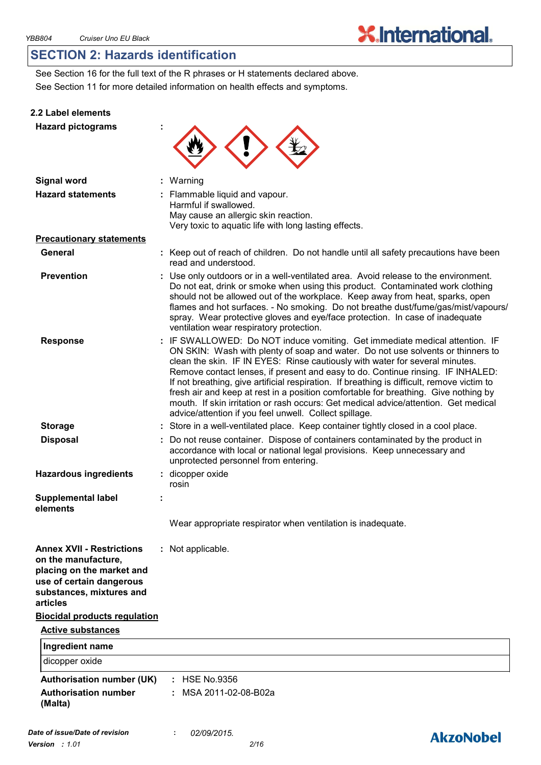## SECTION 2: Hazards identification

See Section 16 for the full text of the R phrases or H statements declared above.
See Section 11 for more detailed information on health effects and symptoms.

### 2.2 Label elements

**Hazard pictograms** :

**Signal word** : Warning

**Hazard statements** : Flammable liquid and vapour.
Harmful if swallowed.
May cause an allergic skin reaction.
Very toxic to aquatic life with long lasting effects.

**Precautionary statements**

**General** : Keep out of reach of children. Do not handle until all safety precautions have been read and understood.

**Prevention** : Use only outdoors or in a well-ventilated area. Avoid release to the environment. Do not eat, drink or smoke when using this product. Contaminated work clothing should not be allowed out of the workplace. Keep away from heat, sparks, open flames and hot surfaces. - No smoking. Do not breathe dust/fume/gas/mist/vapours/spray. Wear protective gloves and eye/face protection. In case of inadequate ventilation wear respiratory protection.

**Response** : IF SWALLOWED: Do NOT induce vomiting. Get immediate medical attention. IF ON SKIN: Wash with plenty of soap and water. Do not use solvents or thinners to clean the skin. IF IN EYES: Rinse cautiously with water for several minutes. Remove contact lenses, if present and easy to do. Continue rinsing. IF INHALED: If not breathing, give artificial respiration. If breathing is difficult, remove victim to fresh air and keep at rest in a position comfortable for breathing. Give nothing by mouth. If skin irritation or rash occurs: Get medical advice/attention. Get medical advice/attention if you feel unwell. Collect spillage.

**Storage** : Store in a well-ventilated place. Keep container tightly closed in a cool place.

**Disposal** : Do not reuse container. Dispose of containers contaminated by the product in accordance with local or national legal provisions. Keep unnecessary and unprotected personnel from entering.

**Hazardous ingredients** : dicopper oxide
rosin

**Supplemental label elements** :

Wear appropriate respirator when ventilation is inadequate.

**Annex XVII - Restrictions on the manufacture, placing on the market and use of certain dangerous substances, mixtures and articles** : Not applicable.

**Biocidal products regulation**

**Active substances**

| Ingredient name |
| --- |
| dicopper oxide |

**Authorisation number (UK)** : HSE No.9356

**Authorisation number (Malta)** : MSA 2011-02-08-B02a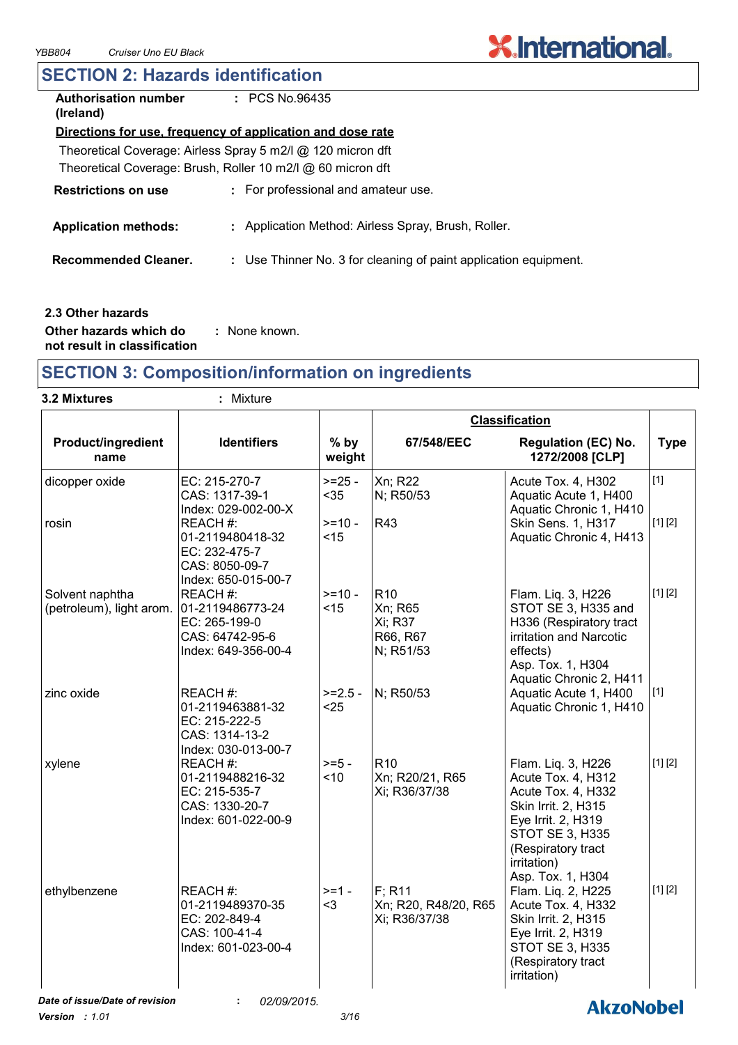## SECTION 2: Hazards identification

**Authorisation number (Ireland)** : PCS No.96435

**Directions for use, frequency of application and dose rate**

Theoretical Coverage: Airless Spray 5 m2/l @ 120 micron dft

Theoretical Coverage: Brush, Roller 10 m2/l @ 60 micron dft

**Restrictions on use** : For professional and amateur use.

**Application methods:** : Application Method: Airless Spray, Brush, Roller.

**Recommended Cleaner.** : Use Thinner No. 3 for cleaning of paint application equipment.

### 2.3 Other hazards

**Other hazards which do not result in classification** : None known.

## SECTION 3: Composition/information on ingredients

**3.2 Mixtures** : Mixture

| Product/ingredient name | Identifiers | % by weight | Classification | | Type |
|---|---|---|---|---|---|
| | | | 67/548/EEC | Regulation (EC) No. 1272/2008 [CLP] | |
| dicopper oxide | EC: 215-270-7<br>CAS: 1317-39-1<br>Index: 029-002-00-X | >=25 - <35 | Xn; R22<br>N; R50/53 | Acute Tox. 4, H302<br>Aquatic Acute 1, H400<br>Aquatic Chronic 1, H410 | [1] |
| rosin | REACH #: 01-2119480418-32<br>EC: 232-475-7<br>CAS: 8050-09-7<br>Index: 650-015-00-7 | >=10 - <15 | R43 | Skin Sens. 1, H317<br>Aquatic Chronic 4, H413 | [1] [2] |
| Solvent naphtha (petroleum), light arom. | REACH #: 01-2119486773-24<br>EC: 265-199-0<br>CAS: 64742-95-6<br>Index: 649-356-00-4 | >=10 - <15 | R10<br>Xn; R65<br>Xi; R37<br>R66, R67<br>N; R51/53 | Flam. Liq. 3, H226<br>STOT SE 3, H335 and H336 (Respiratory tract irritation and Narcotic effects)<br>Asp. Tox. 1, H304<br>Aquatic Chronic 2, H411 | [1] [2] |
| zinc oxide | REACH #: 01-2119463881-32<br>EC: 215-222-5<br>CAS: 1314-13-2<br>Index: 030-013-00-7 | >=2.5 - <25 | N; R50/53 | Aquatic Acute 1, H400<br>Aquatic Chronic 1, H410 | [1] |
| xylene | REACH #: 01-2119488216-32<br>EC: 215-535-7<br>CAS: 1330-20-7<br>Index: 601-022-00-9 | >=5 - <10 | R10<br>Xn; R20/21, R65<br>Xi; R36/37/38 | Flam. Liq. 3, H226<br>Acute Tox. 4, H312<br>Acute Tox. 4, H332<br>Skin Irrit. 2, H315<br>Eye Irrit. 2, H319<br>STOT SE 3, H335 (Respiratory tract irritation)<br>Asp. Tox. 1, H304 | [1] [2] |
| ethylbenzene | REACH #: 01-2119489370-35<br>EC: 202-849-4<br>CAS: 100-41-4<br>Index: 601-023-00-4 | >=1 - <3 | F; R11<br>Xn; R20, R48/20, R65<br>Xi; R36/37/38 | Flam. Liq. 2, H225<br>Acute Tox. 4, H332<br>Skin Irrit. 2, H315<br>Eye Irrit. 2, H319<br>STOT SE 3, H335 (Respiratory tract irritation) | [1] [2] |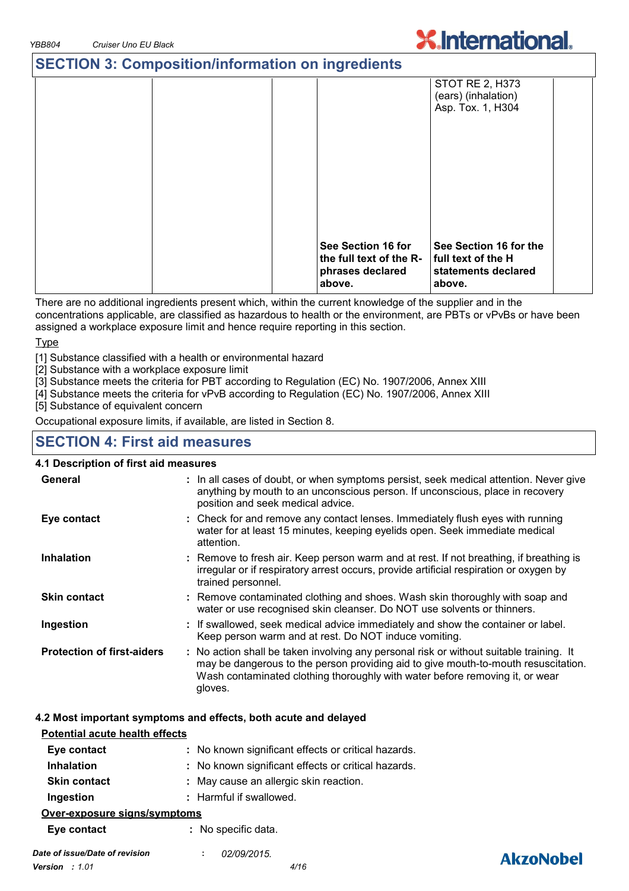## SECTION 3: Composition/information on ingredients

| | | | | | |
|---|---|---|---|---|---|
| | | | | STOT RE 2, H373 (ears) (inhalation)<br>Asp. Tox. 1, H304 | |
| | | | **See Section 16 for the full text of the R-phrases declared above.** | **See Section 16 for the full text of the H statements declared above.** | |

There are no additional ingredients present which, within the current knowledge of the supplier and in the concentrations applicable, are classified as hazardous to health or the environment, are PBTs or vPvBs or have been assigned a workplace exposure limit and hence require reporting in this section.

Type

[1] Substance classified with a health or environmental hazard
[2] Substance with a workplace exposure limit
[3] Substance meets the criteria for PBT according to Regulation (EC) No. 1907/2006, Annex XIII
[4] Substance meets the criteria for vPvB according to Regulation (EC) No. 1907/2006, Annex XIII
[5] Substance of equivalent concern

Occupational exposure limits, if available, are listed in Section 8.

## SECTION 4: First aid measures

### 4.1 Description of first aid measures

**General** : In all cases of doubt, or when symptoms persist, seek medical attention. Never give anything by mouth to an unconscious person. If unconscious, place in recovery position and seek medical advice.

**Eye contact** : Check for and remove any contact lenses. Immediately flush eyes with running water for at least 15 minutes, keeping eyelids open. Seek immediate medical attention.

**Inhalation** : Remove to fresh air. Keep person warm and at rest. If not breathing, if breathing is irregular or if respiratory arrest occurs, provide artificial respiration or oxygen by trained personnel.

**Skin contact** : Remove contaminated clothing and shoes. Wash skin thoroughly with soap and water or use recognised skin cleanser. Do NOT use solvents or thinners.

**Ingestion** : If swallowed, seek medical advice immediately and show the container or label. Keep person warm and at rest. Do NOT induce vomiting.

**Protection of first-aiders** : No action shall be taken involving any personal risk or without suitable training. It may be dangerous to the person providing aid to give mouth-to-mouth resuscitation. Wash contaminated clothing thoroughly with water before removing it, or wear gloves.

### 4.2 Most important symptoms and effects, both acute and delayed

Potential acute health effects

**Eye contact** : No known significant effects or critical hazards.

**Inhalation** : No known significant effects or critical hazards.

**Skin contact** : May cause an allergic skin reaction.

**Ingestion** : Harmful if swallowed.

Over-exposure signs/symptoms

**Eye contact** : No specific data.

*Date of issue/Date of revision* : *02/09/2015.*
*Version* : *1.01*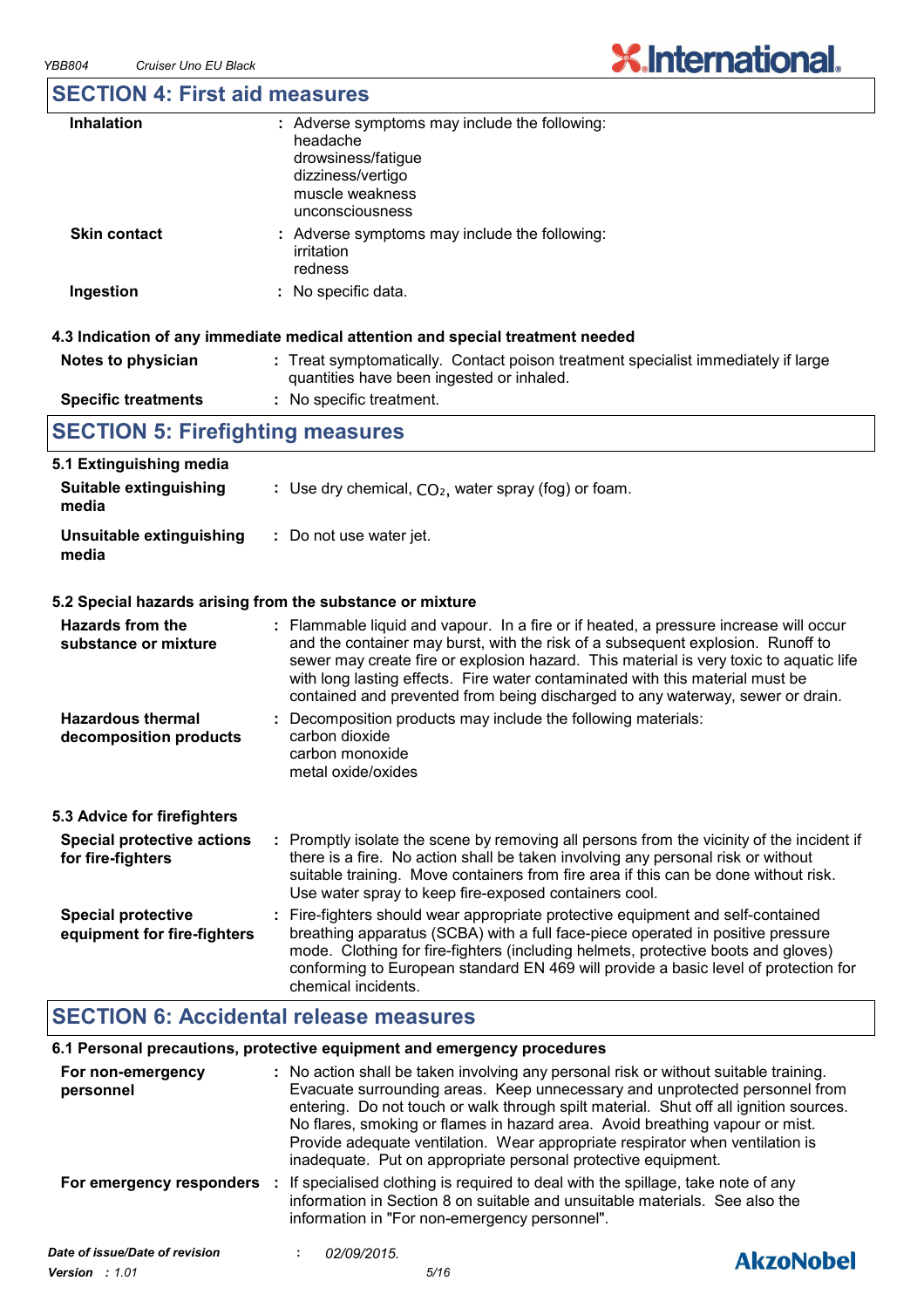## SECTION 4: First aid measures

| | |
|---|---|
| **Inhalation** | Adverse symptoms may include the following:<br>headache<br>drowsiness/fatigue<br>dizziness/vertigo<br>muscle weakness<br>unconsciousness |
| **Skin contact** | Adverse symptoms may include the following:<br>irritation<br>redness |
| **Ingestion** | No specific data. |

### 4.3 Indication of any immediate medical attention and special treatment needed

| | |
|---|---|
| **Notes to physician** | Treat symptomatically. Contact poison treatment specialist immediately if large quantities have been ingested or inhaled. |
| **Specific treatments** | No specific treatment. |

## SECTION 5: Firefighting measures

### 5.1 Extinguishing media

| | |
|---|---|
| **Suitable extinguishing media** | Use dry chemical, $CO_2$, water spray (fog) or foam. |
| **Unsuitable extinguishing media** | Do not use water jet. |

### 5.2 Special hazards arising from the substance or mixture

| | |
|---|---|
| **Hazards from the substance or mixture** | Flammable liquid and vapour. In a fire or if heated, a pressure increase will occur and the container may burst, with the risk of a subsequent explosion. Runoff to sewer may create fire or explosion hazard. This material is very toxic to aquatic life with long lasting effects. Fire water contaminated with this material must be contained and prevented from being discharged to any waterway, sewer or drain. |
| **Hazardous thermal decomposition products** | Decomposition products may include the following materials:<br>carbon dioxide<br>carbon monoxide<br>metal oxide/oxides |

### 5.3 Advice for firefighters

| | |
|---|---|
| **Special protective actions for fire-fighters** | Promptly isolate the scene by removing all persons from the vicinity of the incident if there is a fire. No action shall be taken involving any personal risk or without suitable training. Move containers from fire area if this can be done without risk. Use water spray to keep fire-exposed containers cool. |
| **Special protective equipment for fire-fighters** | Fire-fighters should wear appropriate protective equipment and self-contained breathing apparatus (SCBA) with a full face-piece operated in positive pressure mode. Clothing for fire-fighters (including helmets, protective boots and gloves) conforming to European standard EN 469 will provide a basic level of protection for chemical incidents. |

## SECTION 6: Accidental release measures

### 6.1 Personal precautions, protective equipment and emergency procedures

| | |
|---|---|
| **For non-emergency personnel** | No action shall be taken involving any personal risk or without suitable training. Evacuate surrounding areas. Keep unnecessary and unprotected personnel from entering. Do not touch or walk through spilt material. Shut off all ignition sources. No flares, smoking or flames in hazard area. Avoid breathing vapour or mist. Provide adequate ventilation. Wear appropriate respirator when ventilation is inadequate. Put on appropriate personal protective equipment. |
| **For emergency responders** | If specialised clothing is required to deal with the spillage, take note of any information in Section 8 on suitable and unsuitable materials. See also the information in "For non-emergency personnel". |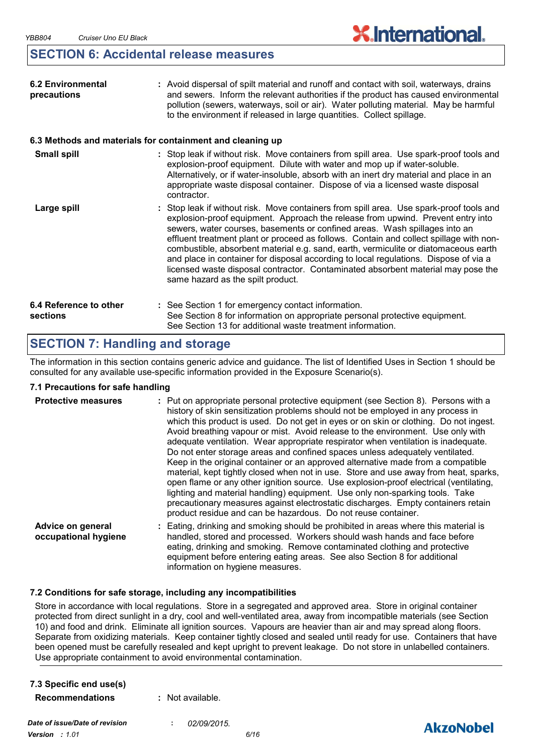## SECTION 6: Accidental release measures

**6.2 Environmental precautions** : Avoid dispersal of spilt material and runoff and contact with soil, waterways, drains and sewers. Inform the relevant authorities if the product has caused environmental pollution (sewers, waterways, soil or air). Water polluting material. May be harmful to the environment if released in large quantities. Collect spillage.

### 6.3 Methods and materials for containment and cleaning up

**Small spill** : Stop leak if without risk. Move containers from spill area. Use spark-proof tools and explosion-proof equipment. Dilute with water and mop up if water-soluble. Alternatively, or if water-insoluble, absorb with an inert dry material and place in an appropriate waste disposal container. Dispose of via a licensed waste disposal contractor.

**Large spill** : Stop leak if without risk. Move containers from spill area. Use spark-proof tools and explosion-proof equipment. Approach the release from upwind. Prevent entry into sewers, water courses, basements or confined areas. Wash spillages into an effluent treatment plant or proceed as follows. Contain and collect spillage with non-combustible, absorbent material e.g. sand, earth, vermiculite or diatomaceous earth and place in container for disposal according to local regulations. Dispose of via a licensed waste disposal contractor. Contaminated absorbent material may pose the same hazard as the spilt product.

**6.4 Reference to other sections** : See Section 1 for emergency contact information.
See Section 8 for information on appropriate personal protective equipment.
See Section 13 for additional waste treatment information.

## SECTION 7: Handling and storage

The information in this section contains generic advice and guidance. The list of Identified Uses in Section 1 should be consulted for any available use-specific information provided in the Exposure Scenario(s).

### 7.1 Precautions for safe handling

**Protective measures** : Put on appropriate personal protective equipment (see Section 8). Persons with a history of skin sensitization problems should not be employed in any process in which this product is used. Do not get in eyes or on skin or clothing. Do not ingest. Avoid breathing vapour or mist. Avoid release to the environment. Use only with adequate ventilation. Wear appropriate respirator when ventilation is inadequate. Do not enter storage areas and confined spaces unless adequately ventilated. Keep in the original container or an approved alternative made from a compatible material, kept tightly closed when not in use. Store and use away from heat, sparks, open flame or any other ignition source. Use explosion-proof electrical (ventilating, lighting and material handling) equipment. Use only non-sparking tools. Take precautionary measures against electrostatic discharges. Empty containers retain product residue and can be hazardous. Do not reuse container.

**Advice on general occupational hygiene** : Eating, drinking and smoking should be prohibited in areas where this material is handled, stored and processed. Workers should wash hands and face before eating, drinking and smoking. Remove contaminated clothing and protective equipment before entering eating areas. See also Section 8 for additional information on hygiene measures.

### 7.2 Conditions for safe storage, including any incompatibilities

Store in accordance with local regulations. Store in a segregated and approved area. Store in original container protected from direct sunlight in a dry, cool and well-ventilated area, away from incompatible materials (see Section 10) and food and drink. Eliminate all ignition sources. Vapours are heavier than air and may spread along floors. Separate from oxidizing materials. Keep container tightly closed and sealed until ready for use. Containers that have been opened must be carefully resealed and kept upright to prevent leakage. Do not store in unlabelled containers. Use appropriate containment to avoid environmental contamination.

### 7.3 Specific end use(s)

**Recommendations** : Not available.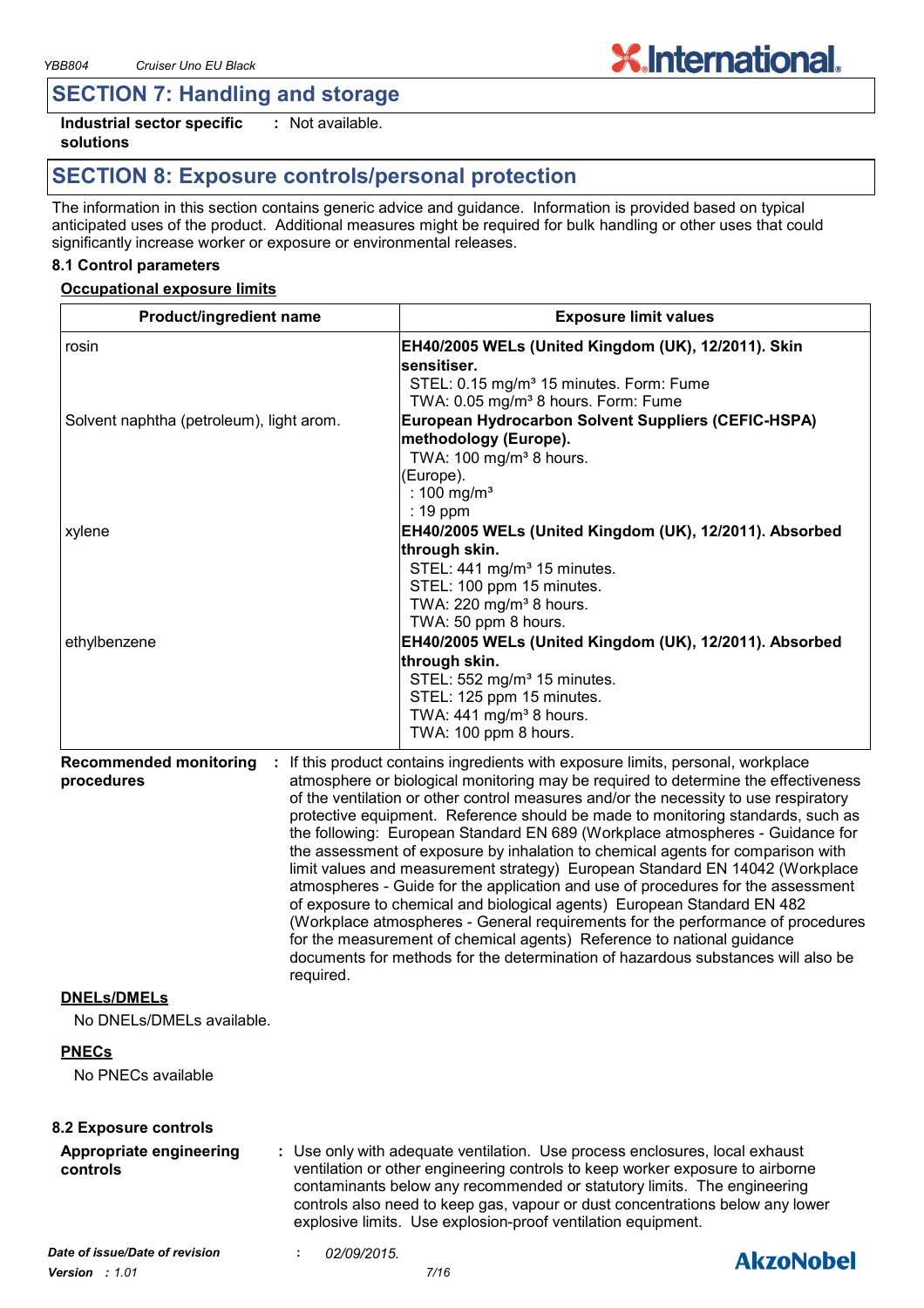## SECTION 7: Handling and storage

**Industrial sector specific solutions** : Not available.

## SECTION 8: Exposure controls/personal protection

The information in this section contains generic advice and guidance. Information is provided based on typical anticipated uses of the product. Additional measures might be required for bulk handling or other uses that could significantly increase worker or exposure or environmental releases.

### 8.1 Control parameters

**Occupational exposure limits**

| Product/ingredient name | Exposure limit values |
|---|---|
| rosin | **EH40/2005 WELs (United Kingdom (UK), 12/2011). Skin sensitiser.**<br>STEL: 0.15 mg/m³ 15 minutes. Form: Fume<br>TWA: 0.05 mg/m³ 8 hours. Form: Fume |
| Solvent naphtha (petroleum), light arom. | **European Hydrocarbon Solvent Suppliers (CEFIC-HSPA) methodology (Europe).**<br>TWA: 100 mg/m³ 8 hours.<br>(Europe).<br>: 100 mg/m³<br>: 19 ppm |
| xylene | **EH40/2005 WELs (United Kingdom (UK), 12/2011). Absorbed through skin.**<br>STEL: 441 mg/m³ 15 minutes.<br>STEL: 100 ppm 15 minutes.<br>TWA: 220 mg/m³ 8 hours.<br>TWA: 50 ppm 8 hours. |
| ethylbenzene | **EH40/2005 WELs (United Kingdom (UK), 12/2011). Absorbed through skin.**<br>STEL: 552 mg/m³ 15 minutes.<br>STEL: 125 ppm 15 minutes.<br>TWA: 441 mg/m³ 8 hours.<br>TWA: 100 ppm 8 hours. |

**Recommended monitoring procedures** : If this product contains ingredients with exposure limits, personal, workplace atmosphere or biological monitoring may be required to determine the effectiveness of the ventilation or other control measures and/or the necessity to use respiratory protective equipment. Reference should be made to monitoring standards, such as the following: European Standard EN 689 (Workplace atmospheres - Guidance for the assessment of exposure by inhalation to chemical agents for comparison with limit values and measurement strategy) European Standard EN 14042 (Workplace atmospheres - Guide for the application and use of procedures for the assessment of exposure to chemical and biological agents) European Standard EN 482 (Workplace atmospheres - General requirements for the performance of procedures for the measurement of chemical agents) Reference to national guidance documents for methods for the determination of hazardous substances will also be required.

**DNELs/DMELs**

No DNELs/DMELs available.

**PNECs**

No PNECs available

### 8.2 Exposure controls

**Appropriate engineering controls** : Use only with adequate ventilation. Use process enclosures, local exhaust ventilation or other engineering controls to keep worker exposure to airborne contaminants below any recommended or statutory limits. The engineering controls also need to keep gas, vapour or dust concentrations below any lower explosive limits. Use explosion-proof ventilation equipment.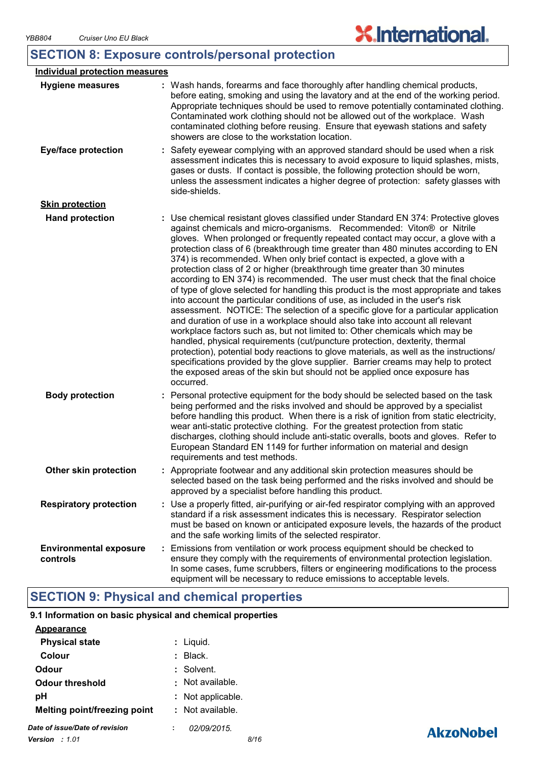## SECTION 8: Exposure controls/personal protection

**Individual protection measures**

**Hygiene measures** : Wash hands, forearms and face thoroughly after handling chemical products, before eating, smoking and using the lavatory and at the end of the working period. Appropriate techniques should be used to remove potentially contaminated clothing. Contaminated work clothing should not be allowed out of the workplace. Wash contaminated clothing before reusing. Ensure that eyewash stations and safety showers are close to the workstation location.

**Eye/face protection** : Safety eyewear complying with an approved standard should be used when a risk assessment indicates this is necessary to avoid exposure to liquid splashes, mists, gases or dusts. If contact is possible, the following protection should be worn, unless the assessment indicates a higher degree of protection: safety glasses with side-shields.

**Skin protection**

**Hand protection** : Use chemical resistant gloves classified under Standard EN 374: Protective gloves against chemicals and micro-organisms. Recommended: Viton® or Nitrile gloves. When prolonged or frequently repeated contact may occur, a glove with a protection class of 6 (breakthrough time greater than 480 minutes according to EN 374) is recommended. When only brief contact is expected, a glove with a protection class of 2 or higher (breakthrough time greater than 30 minutes according to EN 374) is recommended. The user must check that the final choice of type of glove selected for handling this product is the most appropriate and takes into account the particular conditions of use, as included in the user's risk assessment. NOTICE: The selection of a specific glove for a particular application and duration of use in a workplace should also take into account all relevant workplace factors such as, but not limited to: Other chemicals which may be handled, physical requirements (cut/puncture protection, dexterity, thermal protection), potential body reactions to glove materials, as well as the instructions/specifications provided by the glove supplier. Barrier creams may help to protect the exposed areas of the skin but should not be applied once exposure has occurred.

**Body protection** : Personal protective equipment for the body should be selected based on the task being performed and the risks involved and should be approved by a specialist before handling this product. When there is a risk of ignition from static electricity, wear anti-static protective clothing. For the greatest protection from static discharges, clothing should include anti-static overalls, boots and gloves. Refer to European Standard EN 1149 for further information on material and design requirements and test methods.

**Other skin protection** : Appropriate footwear and any additional skin protection measures should be selected based on the task being performed and the risks involved and should be approved by a specialist before handling this product.

**Respiratory protection** : Use a properly fitted, air-purifying or air-fed respirator complying with an approved standard if a risk assessment indicates this is necessary. Respirator selection must be based on known or anticipated exposure levels, the hazards of the product and the safe working limits of the selected respirator.

**Environmental exposure controls** : Emissions from ventilation or work process equipment should be checked to ensure they comply with the requirements of environmental protection legislation. In some cases, fume scrubbers, filters or engineering modifications to the process equipment will be necessary to reduce emissions to acceptable levels.

## SECTION 9: Physical and chemical properties

### 9.1 Information on basic physical and chemical properties

**Appearance**

**Physical state** : Liquid.

**Colour** : Black.

**Odour** : Solvent.

**Odour threshold** : Not available.

**pH** : Not applicable.

**Melting point/freezing point** : Not available.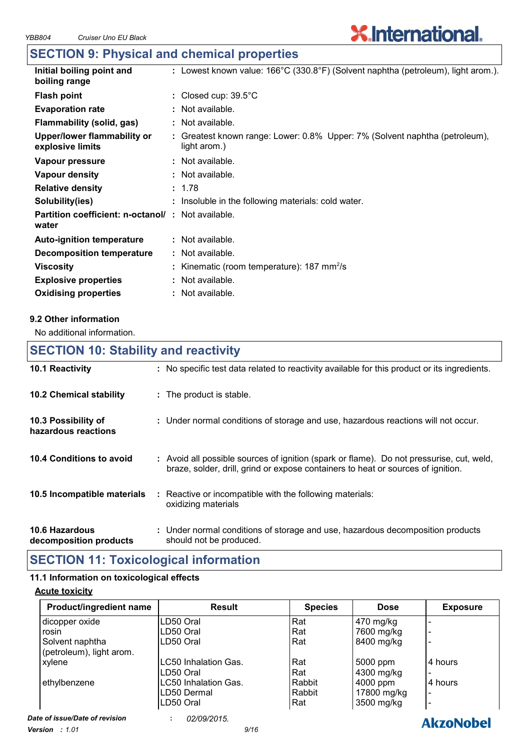## SECTION 9: Physical and chemical properties

| | |
|---|---|
| **Initial boiling point and boiling range** | : Lowest known value: 166°C (330.8°F) (Solvent naphtha (petroleum), light arom.). |
| **Flash point** | : Closed cup: 39.5°C |
| **Evaporation rate** | : Not available. |
| **Flammability (solid, gas)** | : Not available. |
| **Upper/lower flammability or explosive limits** | : Greatest known range: Lower: 0.8% Upper: 7% (Solvent naphtha (petroleum), light arom.) |
| **Vapour pressure** | : Not available. |
| **Vapour density** | : Not available. |
| **Relative density** | : 1.78 |
| **Solubility(ies)** | : Insoluble in the following materials: cold water. |
| **Partition coefficient: n-octanol/ water** | : Not available. |
| **Auto-ignition temperature** | : Not available. |
| **Decomposition temperature** | : Not available. |
| **Viscosity** | : Kinematic (room temperature): 187 $mm^2/s$ |
| **Explosive properties** | : Not available. |
| **Oxidising properties** | : Not available. |

### 9.2 Other information

No additional information.

## SECTION 10: Stability and reactivity

| | |
|---|---|
| **10.1 Reactivity** | : No specific test data related to reactivity available for this product or its ingredients. |
| **10.2 Chemical stability** | : The product is stable. |
| **10.3 Possibility of hazardous reactions** | : Under normal conditions of storage and use, hazardous reactions will not occur. |
| **10.4 Conditions to avoid** | : Avoid all possible sources of ignition (spark or flame). Do not pressurise, cut, weld, braze, solder, drill, grind or expose containers to heat or sources of ignition. |
| **10.5 Incompatible materials** | : Reactive or incompatible with the following materials: oxidizing materials |
| **10.6 Hazardous decomposition products** | : Under normal conditions of storage and use, hazardous decomposition products should not be produced. |

## SECTION 11: Toxicological information

### 11.1 Information on toxicological effects

**Acute toxicity**

| Product/ingredient name | Result | Species | Dose | Exposure |
|---|---|---|---|---|
| dicopper oxide | LD50 Oral | Rat | 470 mg/kg | - |
| rosin | LD50 Oral | Rat | 7600 mg/kg | - |
| Solvent naphtha (petroleum), light arom. | LD50 Oral | Rat | 8400 mg/kg | - |
| xylene | LC50 Inhalation Gas. | Rat | 5000 ppm | 4 hours |
| | LD50 Oral | Rat | 4300 mg/kg | - |
| ethylbenzene | LC50 Inhalation Gas. | Rabbit | 4000 ppm | 4 hours |
| | LD50 Dermal | Rabbit | 17800 mg/kg | - |
| | LD50 Oral | Rat | 3500 mg/kg | - |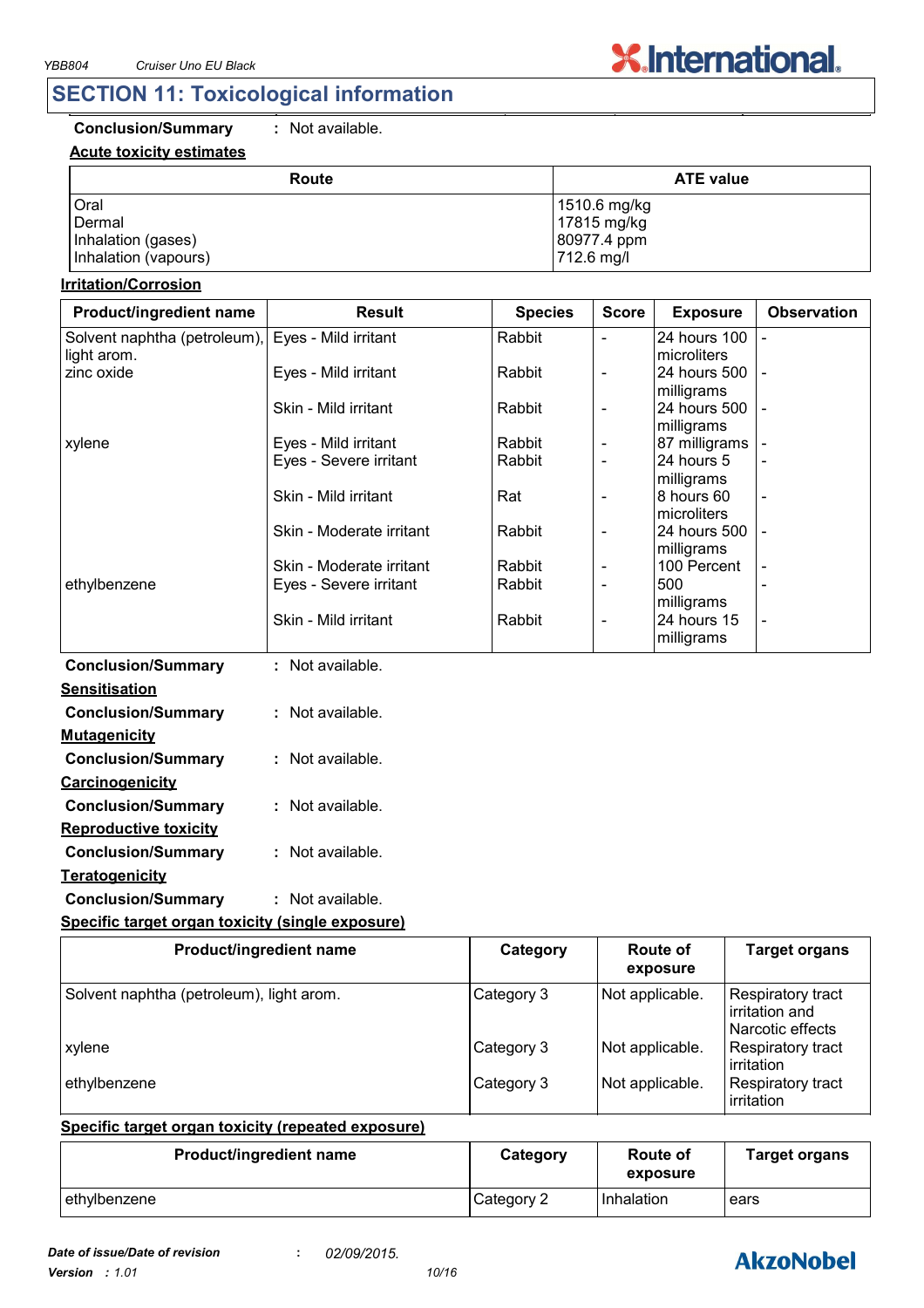## SECTION 11: Toxicological information

**Conclusion/Summary** : Not available.

**Acute toxicity estimates**

| Route | ATE value |
|---|---|
| Oral | 1510.6 mg/kg |
| Dermal | 17815 mg/kg |
| Inhalation (gases) | 80977.4 ppm |
| Inhalation (vapours) | 712.6 mg/l |

**Irritation/Corrosion**

| Product/ingredient name | Result | Species | Score | Exposure | Observation |
|---|---|---|---|---|---|
| Solvent naphtha (petroleum), light arom. | Eyes - Mild irritant | Rabbit | - | 24 hours 100 microliters | - |
| zinc oxide | Eyes - Mild irritant | Rabbit | - | 24 hours 500 milligrams | - |
| | Skin - Mild irritant | Rabbit | - | 24 hours 500 milligrams | - |
| xylene | Eyes - Mild irritant | Rabbit | - | 87 milligrams | - |
| | Eyes - Severe irritant | Rabbit | - | 24 hours 5 milligrams | - |
| | Skin - Mild irritant | Rat | - | 8 hours 60 microliters | - |
| | Skin - Moderate irritant | Rabbit | - | 24 hours 500 milligrams | - |
| | Skin - Moderate irritant | Rabbit | - | 100 Percent | - |
| ethylbenzene | Eyes - Severe irritant | Rabbit | - | 500 milligrams | - |
| | Skin - Mild irritant | Rabbit | - | 24 hours 15 milligrams | - |

**Conclusion/Summary** : Not available.

**Sensitisation**

**Conclusion/Summary** : Not available.

**Mutagenicity**

**Conclusion/Summary** : Not available.

**Carcinogenicity**

**Conclusion/Summary** : Not available.

**Reproductive toxicity**

**Conclusion/Summary** : Not available.

**Teratogenicity**

**Conclusion/Summary** : Not available.

**Specific target organ toxicity (single exposure)**

| Product/ingredient name | Category | Route of exposure | Target organs |
|---|---|---|---|
| Solvent naphtha (petroleum), light arom. | Category 3 | Not applicable. | Respiratory tract irritation and Narcotic effects |
| xylene | Category 3 | Not applicable. | Respiratory tract irritation |
| ethylbenzene | Category 3 | Not applicable. | Respiratory tract irritation |

**Specific target organ toxicity (repeated exposure)**

| Product/ingredient name | Category | Route of exposure | Target organs |
|---|---|---|---|
| ethylbenzene | Category 2 | Inhalation | ears |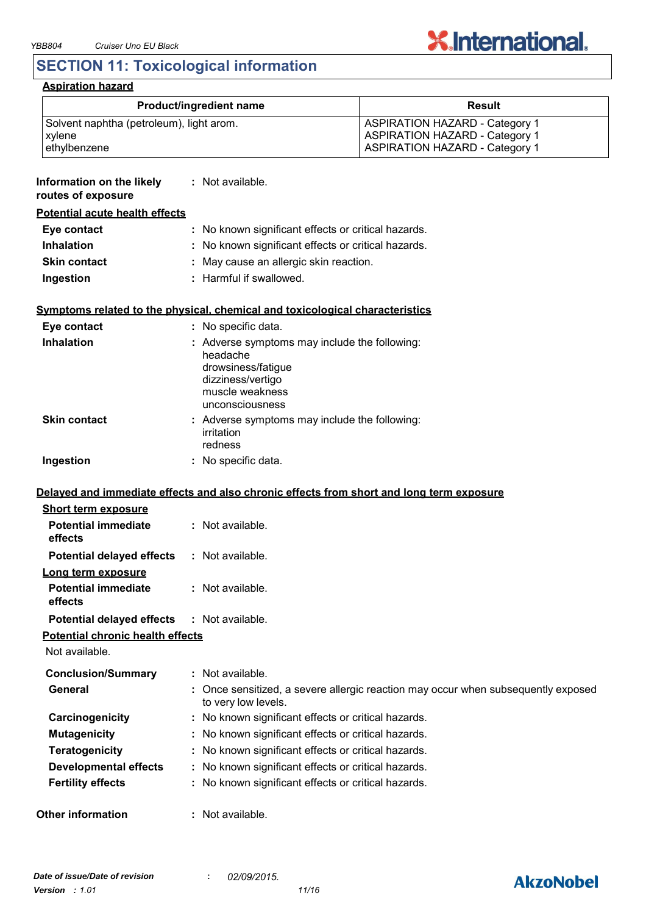## SECTION 11: Toxicological information

**Aspiration hazard**

| Product/ingredient name | Result |
|---|---|
| Solvent naphtha (petroleum), light arom. | ASPIRATION HAZARD - Category 1 |
| xylene | ASPIRATION HAZARD - Category 1 |
| ethylbenzene | ASPIRATION HAZARD - Category 1 |

**Information on the likely routes of exposure** : Not available.

**Potential acute health effects**

**Eye contact** : No known significant effects or critical hazards.
**Inhalation** : No known significant effects or critical hazards.
**Skin contact** : May cause an allergic skin reaction.
**Ingestion** : Harmful if swallowed.

**Symptoms related to the physical, chemical and toxicological characteristics**

**Eye contact** : No specific data.
**Inhalation** : Adverse symptoms may include the following:
headache
drowsiness/fatigue
dizziness/vertigo
muscle weakness
unconsciousness
**Skin contact** : Adverse symptoms may include the following:
irritation
redness
**Ingestion** : No specific data.

**Delayed and immediate effects and also chronic effects from short and long term exposure**

**Short term exposure**

**Potential immediate effects** : Not available.
**Potential delayed effects** : Not available.

**Long term exposure**

**Potential immediate effects** : Not available.
**Potential delayed effects** : Not available.

**Potential chronic health effects**

Not available.

**Conclusion/Summary** : Not available.
**General** : Once sensitized, a severe allergic reaction may occur when subsequently exposed to very low levels.
**Carcinogenicity** : No known significant effects or critical hazards.
**Mutagenicity** : No known significant effects or critical hazards.
**Teratogenicity** : No known significant effects or critical hazards.
**Developmental effects** : No known significant effects or critical hazards.
**Fertility effects** : No known significant effects or critical hazards.

**Other information** : Not available.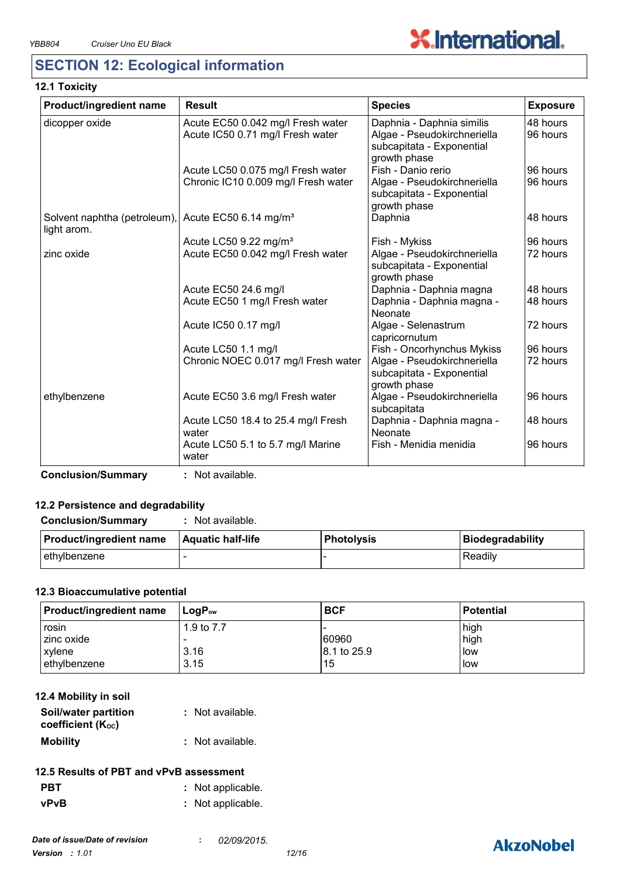## SECTION 12: Ecological information

### 12.1 Toxicity

| Product/ingredient name | Result | Species | Exposure |
|---|---|---|---|
| dicopper oxide | Acute EC50 0.042 mg/l Fresh water | Daphnia - Daphnia similis | 48 hours |
| | Acute IC50 0.71 mg/l Fresh water | Algae - Pseudokirchneriella subcapitata - Exponential growth phase | 96 hours |
| | Acute LC50 0.075 mg/l Fresh water | Fish - Danio rerio | 96 hours |
| | Chronic IC10 0.009 mg/l Fresh water | Algae - Pseudokirchneriella subcapitata - Exponential growth phase | 96 hours |
| Solvent naphtha (petroleum), light arom. | Acute EC50 6.14 mg/m³ | Daphnia | 48 hours |
| | Acute LC50 9.22 mg/m³ | Fish - Mykiss | 96 hours |
| zinc oxide | Acute EC50 0.042 mg/l Fresh water | Algae - Pseudokirchneriella subcapitata - Exponential growth phase | 72 hours |
| | Acute EC50 24.6 mg/l | Daphnia - Daphnia magna | 48 hours |
| | Acute EC50 1 mg/l Fresh water | Daphnia - Daphnia magna - Neonate | 48 hours |
| | Acute IC50 0.17 mg/l | Algae - Selenastrum capricornutum | 72 hours |
| | Acute LC50 1.1 mg/l | Fish - Oncorhynchus Mykiss | 96 hours |
| | Chronic NOEC 0.017 mg/l Fresh water | Algae - Pseudokirchneriella subcapitata - Exponential growth phase | 72 hours |
| ethylbenzene | Acute EC50 3.6 mg/l Fresh water | Algae - Pseudokirchneriella subcapitata | 96 hours |
| | Acute LC50 18.4 to 25.4 mg/l Fresh water | Daphnia - Daphnia magna - Neonate | 48 hours |
| | Acute LC50 5.1 to 5.7 mg/l Marine water | Fish - Menidia menidia | 96 hours |

**Conclusion/Summary** : Not available.

### 12.2 Persistence and degradability

**Conclusion/Summary** : Not available.

| Product/ingredient name | Aquatic half-life | Photolysis | Biodegradability |
|---|---|---|---|
| ethylbenzene | - | - | Readily |

### 12.3 Bioaccumulative potential

| Product/ingredient name | $LogP_{ow}$ | BCF | Potential |
|---|---|---|---|
| rosin | 1.9 to 7.7 | - | high |
| zinc oxide | - | 60960 | high |
| xylene | 3.16 | 8.1 to 25.9 | low |
| ethylbenzene | 3.15 | 15 | low |

### 12.4 Mobility in soil

**Soil/water partition coefficient ($K_{OC}$)** : Not available.

**Mobility** : Not available.

### 12.5 Results of PBT and vPvB assessment

**PBT** : Not applicable.

**vPvB** : Not applicable.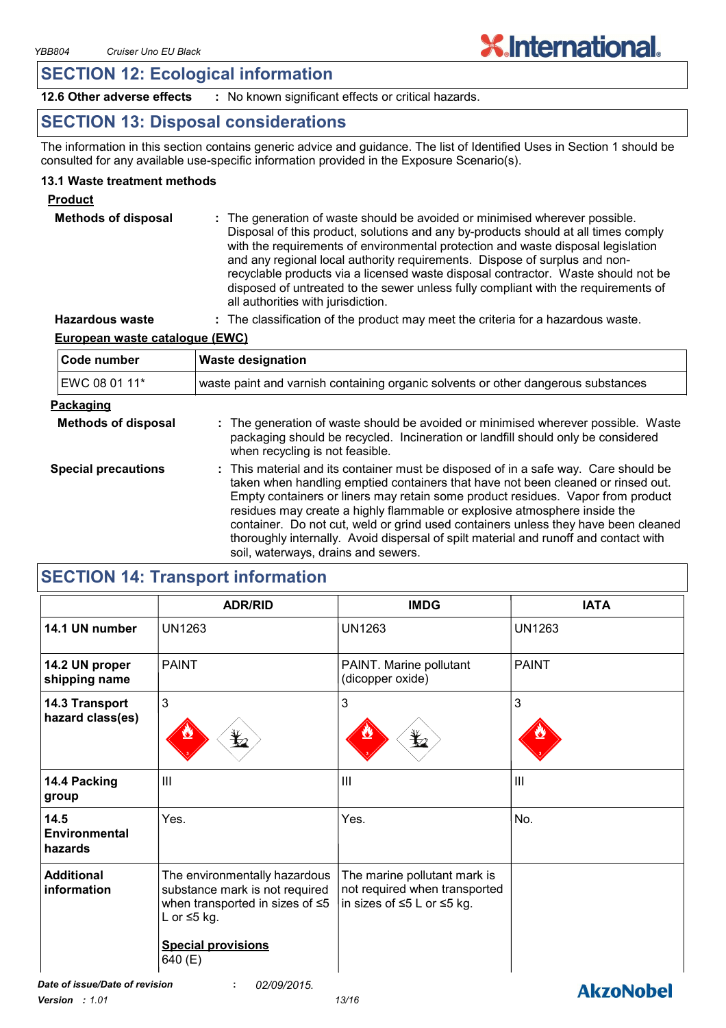## SECTION 12: Ecological information

**12.6 Other adverse effects** : No known significant effects or critical hazards.

## SECTION 13: Disposal considerations

The information in this section contains generic advice and guidance. The list of Identified Uses in Section 1 should be consulted for any available use-specific information provided in the Exposure Scenario(s).

### 13.1 Waste treatment methods

**Product**

**Methods of disposal** : The generation of waste should be avoided or minimised wherever possible. Disposal of this product, solutions and any by-products should at all times comply with the requirements of environmental protection and waste disposal legislation and any regional local authority requirements. Dispose of surplus and non-recyclable products via a licensed waste disposal contractor. Waste should not be disposed of untreated to the sewer unless fully compliant with the requirements of all authorities with jurisdiction.

**Hazardous waste** : The classification of the product may meet the criteria for a hazardous waste.

**European waste catalogue (EWC)**

| Code number | Waste designation |
|---|---|
| EWC 08 01 11* | waste paint and varnish containing organic solvents or other dangerous substances |

**Packaging**

**Methods of disposal** : The generation of waste should be avoided or minimised wherever possible. Waste packaging should be recycled. Incineration or landfill should only be considered when recycling is not feasible.

**Special precautions** : This material and its container must be disposed of in a safe way. Care should be taken when handling emptied containers that have not been cleaned or rinsed out. Empty containers or liners may retain some product residues. Vapor from product residues may create a highly flammable or explosive atmosphere inside the container. Do not cut, weld or grind used containers unless they have been cleaned thoroughly internally. Avoid dispersal of spilt material and runoff and contact with soil, waterways, drains and sewers.

## SECTION 14: Transport information

| | ADR/RID | IMDG | IATA |
|---|---|---|---|
| **14.1 UN number** | UN1263 | UN1263 | UN1263 |
| **14.2 UN proper shipping name** | PAINT | PAINT. Marine pollutant (dicopper oxide) | PAINT |
| **14.3 Transport hazard class(es)** | 3 | 3 | 3 |
| **14.4 Packing group** | III | III | III |
| **14.5 Environmental hazards** | Yes. | Yes. | No. |
| **Additional information** | The environmentally hazardous substance mark is not required when transported in sizes of ≤5 L or ≤5 kg.<br><br>**Special provisions**<br>640 (E) | The marine pollutant mark is not required when transported in sizes of ≤5 L or ≤5 kg. | |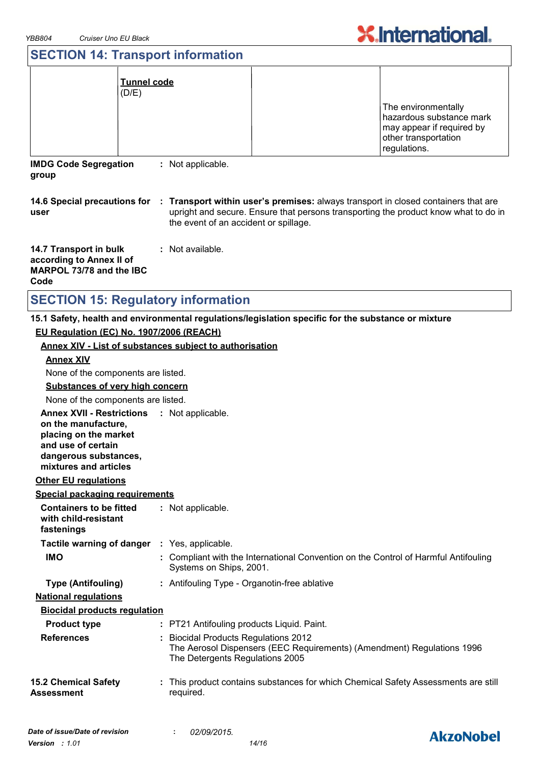## SECTION 14: Transport information

| | Tunnel code (D/E) | | The environmentally hazardous substance mark may appear if required by other transportation regulations. |
|---|---|---|---|

**IMDG Code Segregation group** : Not applicable.

**14.6 Special precautions for user** : **Transport within user's premises:** always transport in closed containers that are upright and secure. Ensure that persons transporting the product know what to do in the event of an accident or spillage.

**14.7 Transport in bulk according to Annex II of MARPOL 73/78 and the IBC Code** : Not available.

## SECTION 15: Regulatory information

**15.1 Safety, health and environmental regulations/legislation specific for the substance or mixture**

**EU Regulation (EC) No. 1907/2006 (REACH)**

**Annex XIV - List of substances subject to authorisation**

**Annex XIV**

None of the components are listed.

**Substances of very high concern**

None of the components are listed.

**Annex XVII - Restrictions on the manufacture, placing on the market and use of certain dangerous substances, mixtures and articles** : Not applicable.

**Other EU regulations**

**Special packaging requirements**

**Containers to be fitted with child-resistant fastenings** : Not applicable.

**Tactile warning of danger** : Yes, applicable.

**IMO** : Compliant with the International Convention on the Control of Harmful Antifouling Systems on Ships, 2001.

**Type (Antifouling)** : Antifouling Type - Organotin-free ablative

**National regulations**

**Biocidal products regulation**

**Product type** : PT21 Antifouling products Liquid. Paint.

**References** : Biocidal Products Regulations 2012
The Aerosol Dispensers (EEC Requirements) (Amendment) Regulations 1996
The Detergents Regulations 2005

**15.2 Chemical Safety Assessment** : This product contains substances for which Chemical Safety Assessments are still required.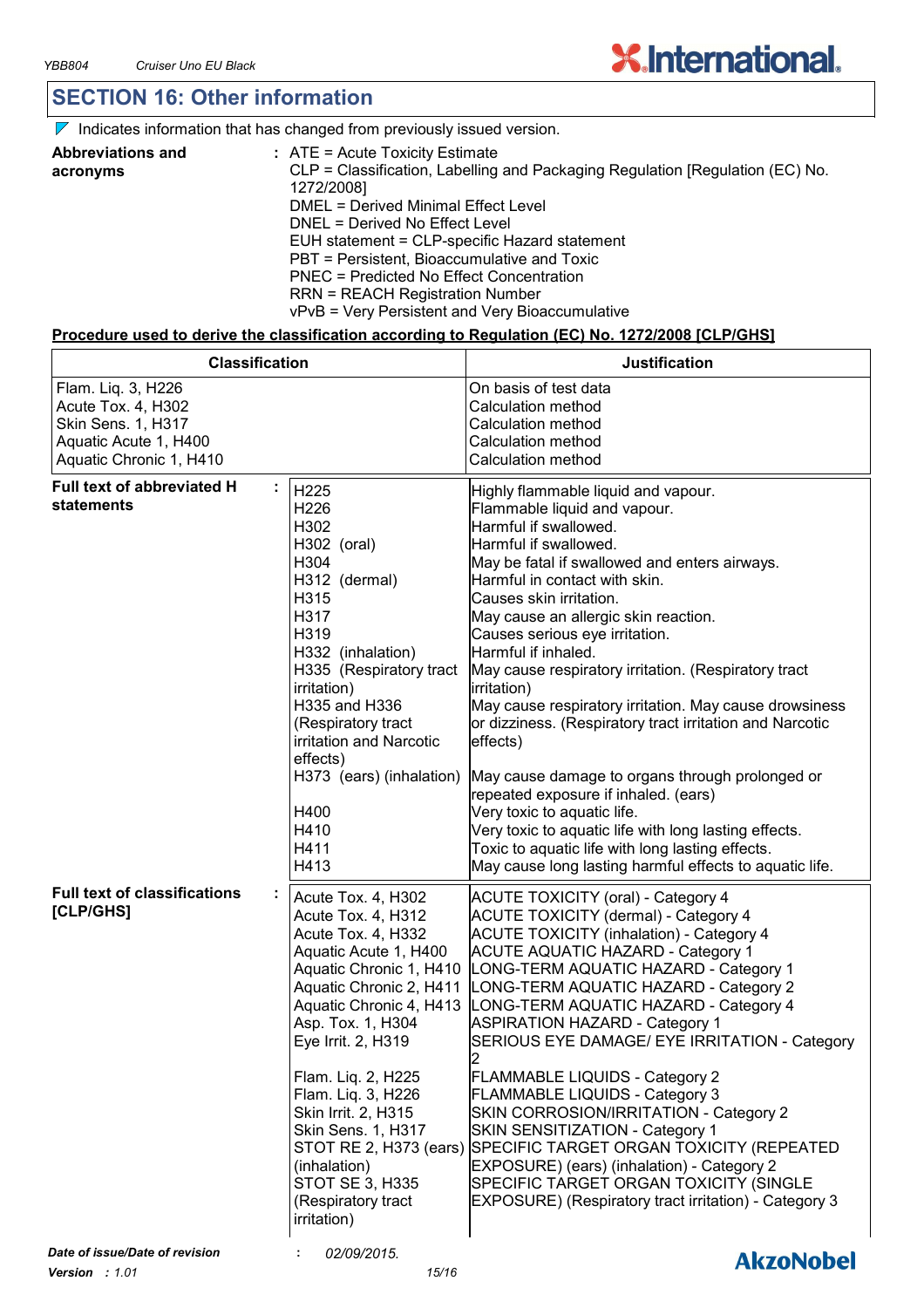## SECTION 16: Other information

◤ Indicates information that has changed from previously issued version.

**Abbreviations and acronyms** : ATE = Acute Toxicity Estimate
CLP = Classification, Labelling and Packaging Regulation [Regulation (EC) No. 1272/2008]
DMEL = Derived Minimal Effect Level
DNEL = Derived No Effect Level
EUH statement = CLP-specific Hazard statement
PBT = Persistent, Bioaccumulative and Toxic
PNEC = Predicted No Effect Concentration
RRN = REACH Registration Number
vPvB = Very Persistent and Very Bioaccumulative

**Procedure used to derive the classification according to Regulation (EC) No. 1272/2008 [CLP/GHS]**

| Classification | Justification |
|---|---|
| Flam. Liq. 3, H226 | On basis of test data |
| Acute Tox. 4, H302 | Calculation method |
| Skin Sens. 1, H317 | Calculation method |
| Aquatic Acute 1, H400 | Calculation method |
| Aquatic Chronic 1, H410 | Calculation method |

**Full text of abbreviated H statements** :

| | |
|---|---|
| H225 | Highly flammable liquid and vapour. |
| H226 | Flammable liquid and vapour. |
| H302 | Harmful if swallowed. |
| H302 (oral) | Harmful if swallowed. |
| H304 | May be fatal if swallowed and enters airways. |
| H312 (dermal) | Harmful in contact with skin. |
| H315 | Causes skin irritation. |
| H317 | May cause an allergic skin reaction. |
| H319 | Causes serious eye irritation. |
| H332 (inhalation) | Harmful if inhaled. |
| H335 (Respiratory tract irritation) | May cause respiratory irritation. (Respiratory tract irritation) |
| H335 and H336 (Respiratory tract irritation and Narcotic effects) | May cause respiratory irritation. May cause drowsiness or dizziness. (Respiratory tract irritation and Narcotic effects) |
| H373 (ears) (inhalation) | May cause damage to organs through prolonged or repeated exposure if inhaled. (ears) |
| H400 | Very toxic to aquatic life. |
| H410 | Very toxic to aquatic life with long lasting effects. |
| H411 | Toxic to aquatic life with long lasting effects. |
| H413 | May cause long lasting harmful effects to aquatic life. |

**Full text of classifications [CLP/GHS]** :

| | |
|---|---|
| Acute Tox. 4, H302 | ACUTE TOXICITY (oral) - Category 4 |
| Acute Tox. 4, H312 | ACUTE TOXICITY (dermal) - Category 4 |
| Acute Tox. 4, H332 | ACUTE TOXICITY (inhalation) - Category 4 |
| Aquatic Acute 1, H400 | ACUTE AQUATIC HAZARD - Category 1 |
| Aquatic Chronic 1, H410 | LONG-TERM AQUATIC HAZARD - Category 1 |
| Aquatic Chronic 2, H411 | LONG-TERM AQUATIC HAZARD - Category 2 |
| Aquatic Chronic 4, H413 | LONG-TERM AQUATIC HAZARD - Category 4 |
| Asp. Tox. 1, H304 | ASPIRATION HAZARD - Category 1 |
| Eye Irrit. 2, H319 | SERIOUS EYE DAMAGE/ EYE IRRITATION - Category 2 |
| Flam. Liq. 2, H225 | FLAMMABLE LIQUIDS - Category 2 |
| Flam. Liq. 3, H226 | FLAMMABLE LIQUIDS - Category 3 |
| Skin Irrit. 2, H315 | SKIN CORROSION/IRRITATION - Category 2 |
| Skin Sens. 1, H317 | SKIN SENSITIZATION - Category 1 |
| STOT RE 2, H373 (ears) (inhalation) | SPECIFIC TARGET ORGAN TOXICITY (REPEATED EXPOSURE) (ears) (inhalation) - Category 2 |
| STOT SE 3, H335 (Respiratory tract irritation) | SPECIFIC TARGET ORGAN TOXICITY (SINGLE EXPOSURE) (Respiratory tract irritation) - Category 3 |

*Date of issue/Date of revision* : *02/09/2015.*
*Version : 1.01*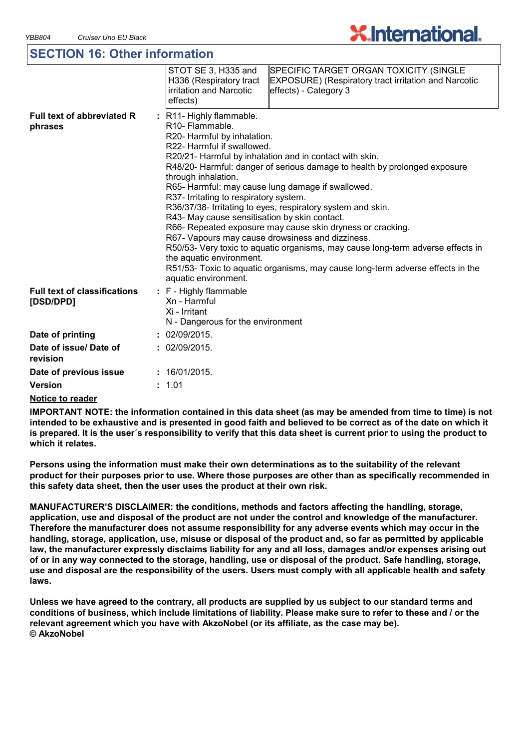## SECTION 16: Other information

| | | |
|---|---|---|
| | STOT SE 3, H335 and H336 (Respiratory tract irritation and Narcotic effects) | SPECIFIC TARGET ORGAN TOXICITY (SINGLE EXPOSURE) (Respiratory tract irritation and Narcotic effects) - Category 3 |

**Full text of abbreviated R phrases** : R11- Highly flammable.
R10- Flammable.
R20- Harmful by inhalation.
R22- Harmful if swallowed.
R20/21- Harmful by inhalation and in contact with skin.
R48/20- Harmful: danger of serious damage to health by prolonged exposure through inhalation.
R65- Harmful: may cause lung damage if swallowed.
R37- Irritating to respiratory system.
R36/37/38- Irritating to eyes, respiratory system and skin.
R43- May cause sensitisation by skin contact.
R66- Repeated exposure may cause skin dryness or cracking.
R67- Vapours may cause drowsiness and dizziness.
R50/53- Very toxic to aquatic organisms, may cause long-term adverse effects in the aquatic environment.
R51/53- Toxic to aquatic organisms, may cause long-term adverse effects in the aquatic environment.

**Full text of classifications [DSD/DPD]** : F - Highly flammable
Xn - Harmful
Xi - Irritant
N - Dangerous for the environment

**Date of printing** : 02/09/2015.

**Date of issue/ Date of revision** : 02/09/2015.

**Date of previous issue** : 16/01/2015.

**Version** : 1.01

**Notice to reader**

**IMPORTANT NOTE: the information contained in this data sheet (as may be amended from time to time) is not intended to be exhaustive and is presented in good faith and believed to be correct as of the date on which it is prepared. It is the user´s responsibility to verify that this data sheet is current prior to using the product to which it relates.**

**Persons using the information must make their own determinations as to the suitability of the relevant product for their purposes prior to use. Where those purposes are other than as specifically recommended in this safety data sheet, then the user uses the product at their own risk.**

**MANUFACTURER'S DISCLAIMER: the conditions, methods and factors affecting the handling, storage, application, use and disposal of the product are not under the control and knowledge of the manufacturer. Therefore the manufacturer does not assume responsibility for any adverse events which may occur in the handling, storage, application, use, misuse or disposal of the product and, so far as permitted by applicable law, the manufacturer expressly disclaims liability for any and all loss, damages and/or expenses arising out of or in any way connected to the storage, handling, use or disposal of the product. Safe handling, storage, use and disposal are the responsibility of the users. Users must comply with all applicable health and safety laws.**

**Unless we have agreed to the contrary, all products are supplied by us subject to our standard terms and conditions of business, which include limitations of liability. Please make sure to refer to these and / or the relevant agreement which you have with AkzoNobel (or its affiliate, as the case may be).**
**© AkzoNobel**